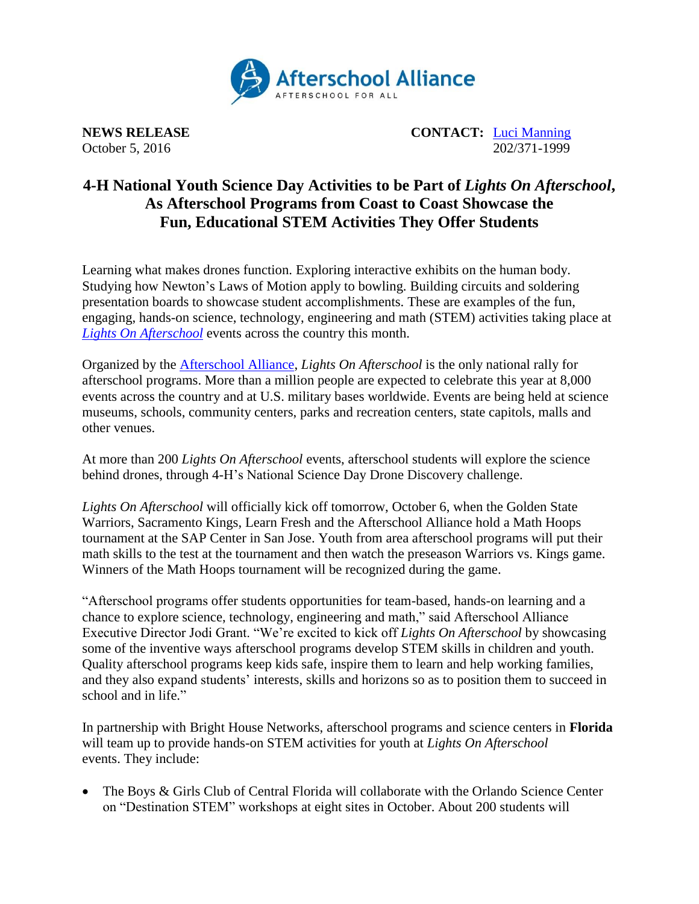Afterschool Alliance
AFTERSCHOOL FOR ALL

**NEWS RELEASE**
October 5, 2016

**CONTACT:** Luci Manning
202/371-1999

# 4-H National Youth Science Day Activities to be Part of *Lights On Afterschool*, As Afterschool Programs from Coast to Coast Showcase the Fun, Educational STEM Activities They Offer Students

Learning what makes drones function. Exploring interactive exhibits on the human body. Studying how Newton's Laws of Motion apply to bowling. Building circuits and soldering presentation boards to showcase student accomplishments. These are examples of the fun, engaging, hands-on science, technology, engineering and math (STEM) activities taking place at *Lights On Afterschool* events across the country this month.

Organized by the Afterschool Alliance, *Lights On Afterschool* is the only national rally for afterschool programs. More than a million people are expected to celebrate this year at 8,000 events across the country and at U.S. military bases worldwide. Events are being held at science museums, schools, community centers, parks and recreation centers, state capitols, malls and other venues.

At more than 200 *Lights On Afterschool* events, afterschool students will explore the science behind drones, through 4-H's National Science Day Drone Discovery challenge.

*Lights On Afterschool* will officially kick off tomorrow, October 6, when the Golden State Warriors, Sacramento Kings, Learn Fresh and the Afterschool Alliance hold a Math Hoops tournament at the SAP Center in San Jose. Youth from area afterschool programs will put their math skills to the test at the tournament and then watch the preseason Warriors vs. Kings game. Winners of the Math Hoops tournament will be recognized during the game.

"Afterschool programs offer students opportunities for team-based, hands-on learning and a chance to explore science, technology, engineering and math," said Afterschool Alliance Executive Director Jodi Grant. "We're excited to kick off *Lights On Afterschool* by showcasing some of the inventive ways afterschool programs develop STEM skills in children and youth. Quality afterschool programs keep kids safe, inspire them to learn and help working families, and they also expand students' interests, skills and horizons so as to position them to succeed in school and in life."

In partnership with Bright House Networks, afterschool programs and science centers in **Florida** will team up to provide hands-on STEM activities for youth at *Lights On Afterschool* events. They include:

- The Boys & Girls Club of Central Florida will collaborate with the Orlando Science Center on "Destination STEM" workshops at eight sites in October. About 200 students will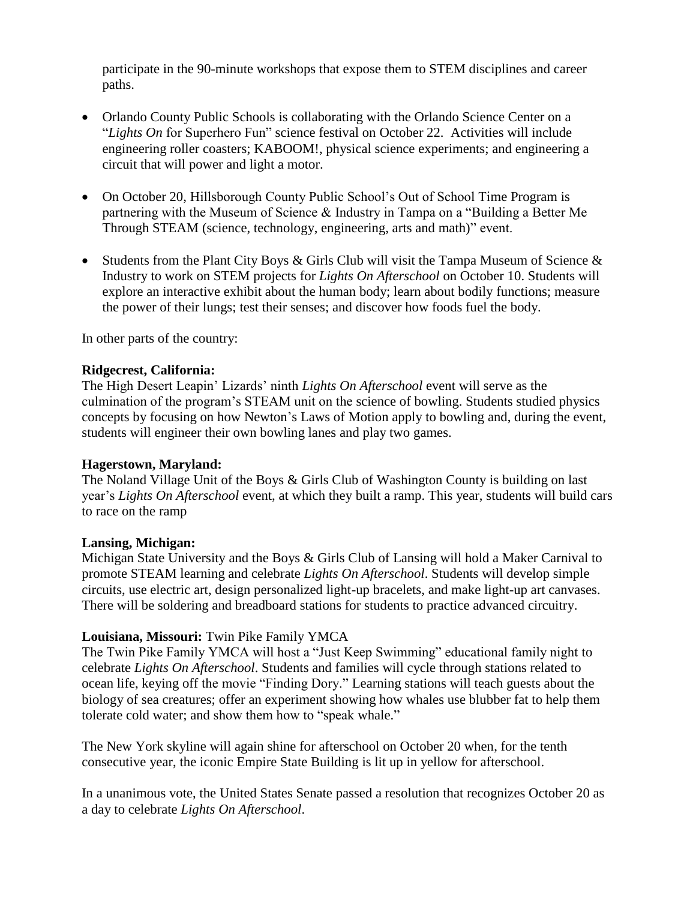participate in the 90-minute workshops that expose them to STEM disciplines and career paths.

- Orlando County Public Schools is collaborating with the Orlando Science Center on a "*Lights On* for Superhero Fun" science festival on October 22. Activities will include engineering roller coasters; KABOOM!, physical science experiments; and engineering a circuit that will power and light a motor.

- On October 20, Hillsborough County Public School's Out of School Time Program is partnering with the Museum of Science & Industry in Tampa on a "Building a Better Me Through STEAM (science, technology, engineering, arts and math)" event.

- Students from the Plant City Boys & Girls Club will visit the Tampa Museum of Science & Industry to work on STEM projects for *Lights On Afterschool* on October 10. Students will explore an interactive exhibit about the human body; learn about bodily functions; measure the power of their lungs; test their senses; and discover how foods fuel the body.

In other parts of the country:

**Ridgecrest, California:**
The High Desert Leapin' Lizards' ninth *Lights On Afterschool* event will serve as the culmination of the program's STEAM unit on the science of bowling. Students studied physics concepts by focusing on how Newton's Laws of Motion apply to bowling and, during the event, students will engineer their own bowling lanes and play two games.

**Hagerstown, Maryland:**
The Noland Village Unit of the Boys & Girls Club of Washington County is building on last year's *Lights On Afterschool* event, at which they built a ramp. This year, students will build cars to race on the ramp

**Lansing, Michigan:**
Michigan State University and the Boys & Girls Club of Lansing will hold a Maker Carnival to promote STEAM learning and celebrate *Lights On Afterschool*. Students will develop simple circuits, use electric art, design personalized light-up bracelets, and make light-up art canvases. There will be soldering and breadboard stations for students to practice advanced circuitry.

**Louisiana, Missouri:** Twin Pike Family YMCA
The Twin Pike Family YMCA will host a "Just Keep Swimming" educational family night to celebrate *Lights On Afterschool*. Students and families will cycle through stations related to ocean life, keying off the movie "Finding Dory." Learning stations will teach guests about the biology of sea creatures; offer an experiment showing how whales use blubber fat to help them tolerate cold water; and show them how to "speak whale."

The New York skyline will again shine for afterschool on October 20 when, for the tenth consecutive year, the iconic Empire State Building is lit up in yellow for afterschool.

In a unanimous vote, the United States Senate passed a resolution that recognizes October 20 as a day to celebrate *Lights On Afterschool*.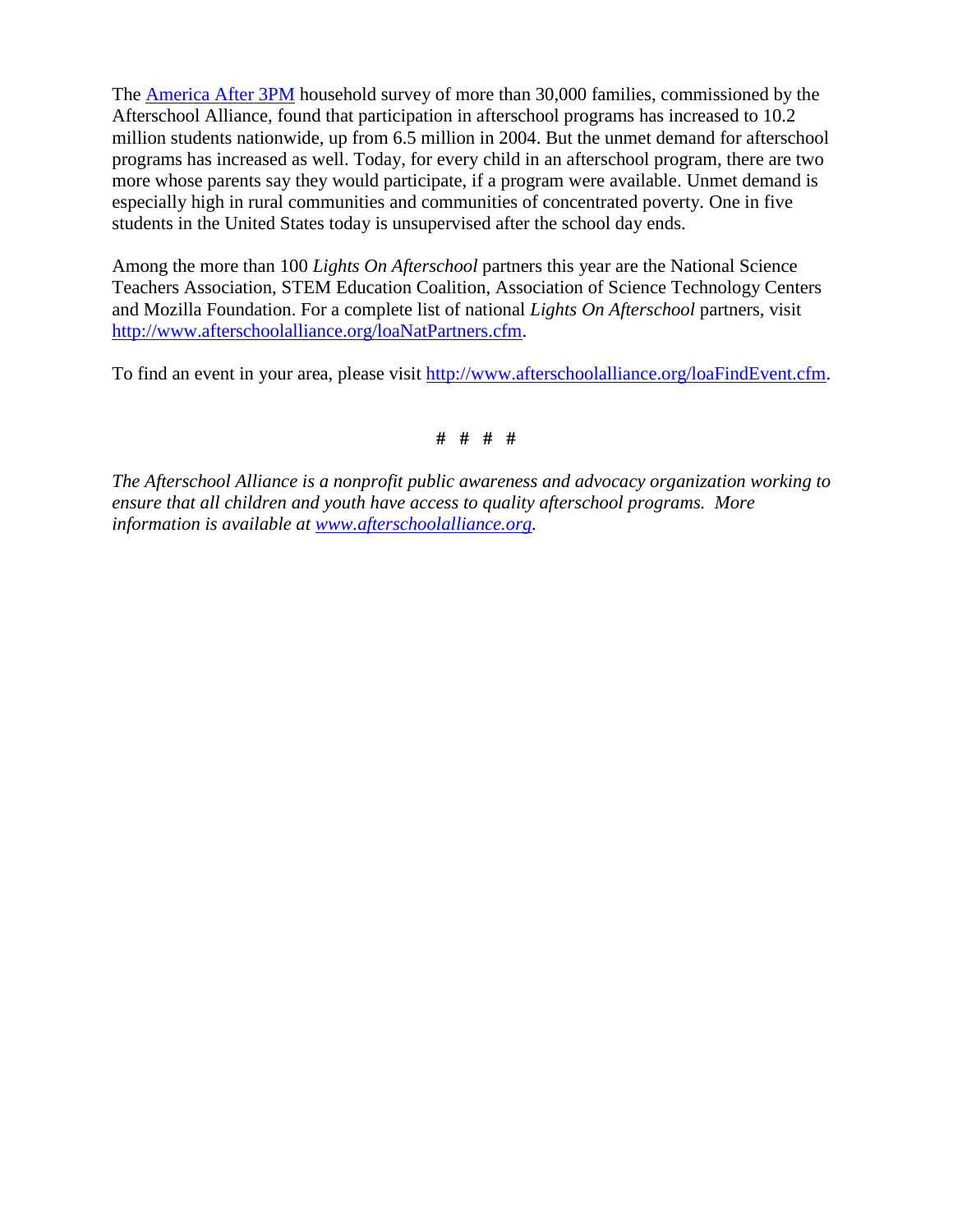The [America After 3PM](America After 3PM) household survey of more than 30,000 families, commissioned by the Afterschool Alliance, found that participation in afterschool programs has increased to 10.2 million students nationwide, up from 6.5 million in 2004. But the unmet demand for afterschool programs has increased as well. Today, for every child in an afterschool program, there are two more whose parents say they would participate, if a program were available. Unmet demand is especially high in rural communities and communities of concentrated poverty. One in five students in the United States today is unsupervised after the school day ends.

Among the more than 100 *Lights On Afterschool* partners this year are the National Science Teachers Association, STEM Education Coalition, Association of Science Technology Centers and Mozilla Foundation. For a complete list of national *Lights On Afterschool* partners, visit http://www.afterschoolalliance.org/loaNatPartners.cfm.

To find an event in your area, please visit http://www.afterschoolalliance.org/loaFindEvent.cfm.

# # # #

*The Afterschool Alliance is a nonprofit public awareness and advocacy organization working to ensure that all children and youth have access to quality afterschool programs. More information is available at www.afterschoolalliance.org.*